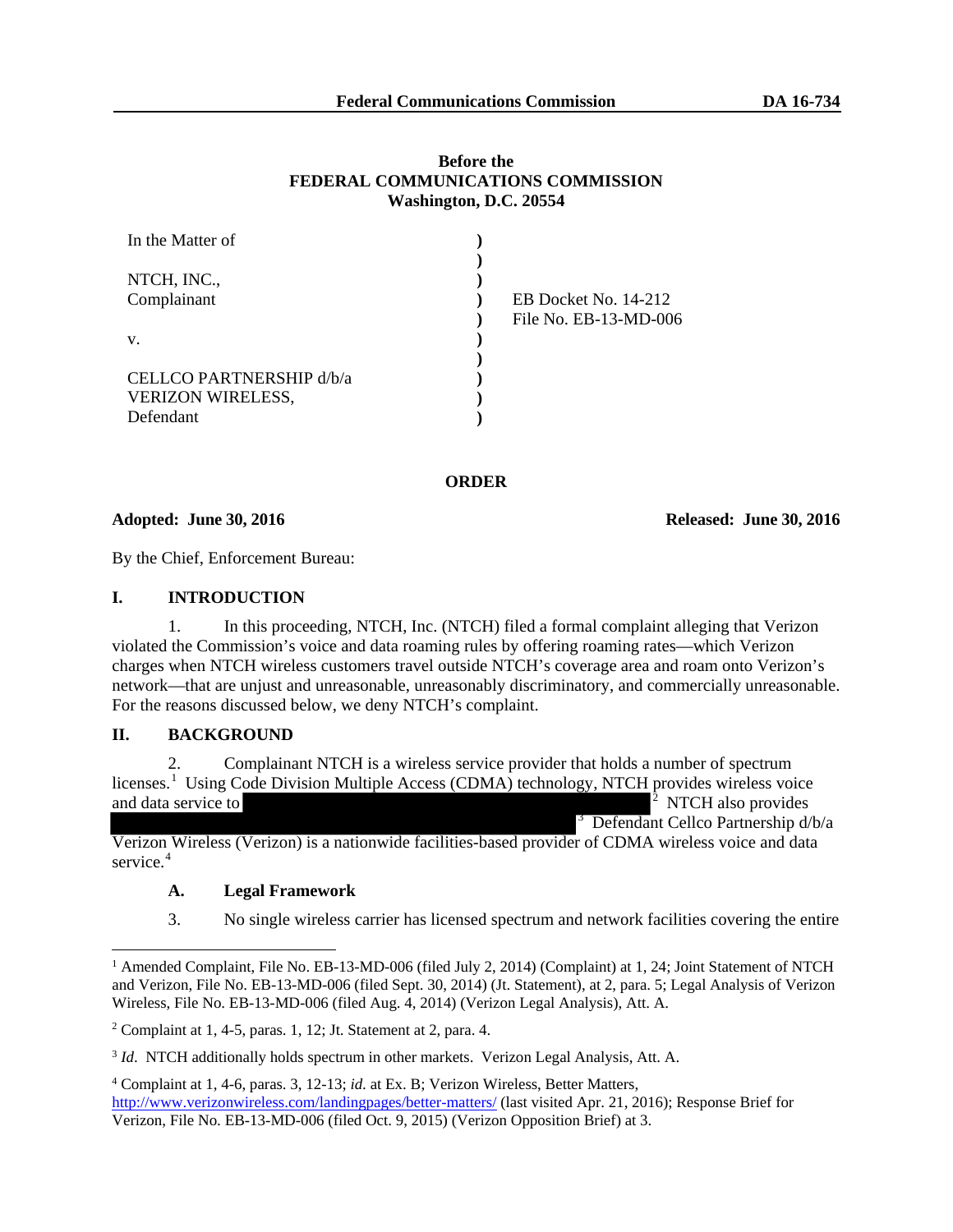Before the
**FEDERAL COMMUNICATIONS COMMISSION**
Washington, D.C. 20554

| | | |
|---|---|---|
| In the Matter of | ) | |
| | ) | |
| NTCH, INC., | ) | |
| Complainant | ) | EB Docket No. 14-212 |
| | ) | File No. EB-13-MD-006 |
| v. | ) | |
| | ) | |
| CELLCO PARTNERSHIP d/b/a | ) | |
| VERIZON WIRELESS, | ) | |
| Defendant | ) | |

**ORDER**

**Adopted: June 30, 2016** **Released: June 30, 2016**

By the Chief, Enforcement Bureau:

## I. INTRODUCTION

1. In this proceeding, NTCH, Inc. (NTCH) filed a formal complaint alleging that Verizon violated the Commission's voice and data roaming rules by offering roaming rates—which Verizon charges when NTCH wireless customers travel outside NTCH's coverage area and roam onto Verizon's network—that are unjust and unreasonable, unreasonably discriminatory, and commercially unreasonable. For the reasons discussed below, we deny NTCH's complaint.

## II. BACKGROUND

2. Complainant NTCH is a wireless service provider that holds a number of spectrum licenses.[1] Using Code Division Multiple Access (CDMA) technology, NTCH provides wireless voice and data service to [REDACTED][2] NTCH also provides [REDACTED][3] Defendant Cellco Partnership d/b/a Verizon Wireless (Verizon) is a nationwide facilities-based provider of CDMA wireless voice and data service.[4]

### A. Legal Framework

3. No single wireless carrier has licensed spectrum and network facilities covering the entire

---

[1] Amended Complaint, File No. EB-13-MD-006 (filed July 2, 2014) (Complaint) at 1, 24; Joint Statement of NTCH and Verizon, File No. EB-13-MD-006 (filed Sept. 30, 2014) (Jt. Statement), at 2, para. 5; Legal Analysis of Verizon Wireless, File No. EB-13-MD-006 (filed Aug. 4, 2014) (Verizon Legal Analysis), Att. A.

[2] Complaint at 1, 4-5, paras. 1, 12; Jt. Statement at 2, para. 4.

[3] *Id*. NTCH additionally holds spectrum in other markets. Verizon Legal Analysis, Att. A.

[4] Complaint at 1, 4-6, paras. 3, 12-13; *id.* at Ex. B; Verizon Wireless, Better Matters, http://www.verizonwireless.com/landingpages/better-matters/ (last visited Apr. 21, 2016); Response Brief for Verizon, File No. EB-13-MD-006 (filed Oct. 9, 2015) (Verizon Opposition Brief) at 3.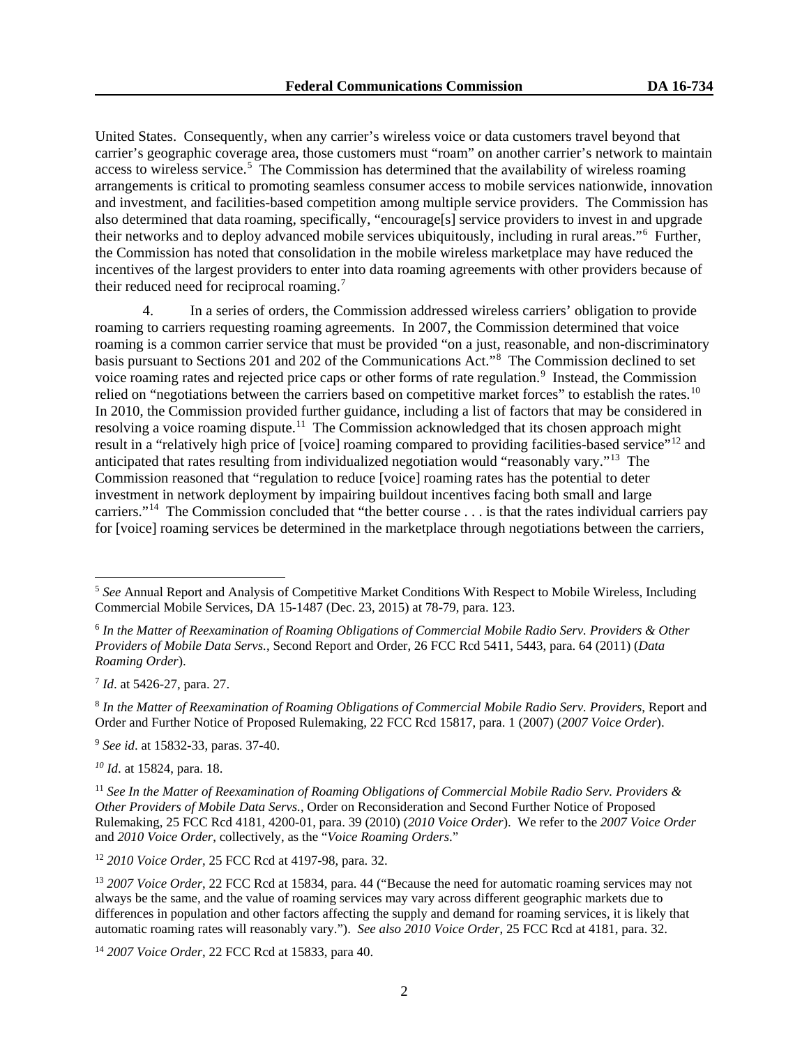United States. Consequently, when any carrier's wireless voice or data customers travel beyond that carrier's geographic coverage area, those customers must "roam" on another carrier's network to maintain access to wireless service.[5] The Commission has determined that the availability of wireless roaming arrangements is critical to promoting seamless consumer access to mobile services nationwide, innovation and investment, and facilities-based competition among multiple service providers. The Commission has also determined that data roaming, specifically, "encourage[s] service providers to invest in and upgrade their networks and to deploy advanced mobile services ubiquitously, including in rural areas."[6] Further, the Commission has noted that consolidation in the mobile wireless marketplace may have reduced the incentives of the largest providers to enter into data roaming agreements with other providers because of their reduced need for reciprocal roaming.[7]

4. In a series of orders, the Commission addressed wireless carriers' obligation to provide roaming to carriers requesting roaming agreements. In 2007, the Commission determined that voice roaming is a common carrier service that must be provided "on a just, reasonable, and non-discriminatory basis pursuant to Sections 201 and 202 of the Communications Act."[8] The Commission declined to set voice roaming rates and rejected price caps or other forms of rate regulation.[9] Instead, the Commission relied on "negotiations between the carriers based on competitive market forces" to establish the rates.[10] In 2010, the Commission provided further guidance, including a list of factors that may be considered in resolving a voice roaming dispute.[11] The Commission acknowledged that its chosen approach might result in a "relatively high price of [voice] roaming compared to providing facilities-based service"[12] and anticipated that rates resulting from individualized negotiation would "reasonably vary."[13] The Commission reasoned that "regulation to reduce [voice] roaming rates has the potential to deter investment in network deployment by impairing buildout incentives facing both small and large carriers."[14] The Commission concluded that "the better course . . . is that the rates individual carriers pay for [voice] roaming services be determined in the marketplace through negotiations between the carriers,

---

[5] *See* Annual Report and Analysis of Competitive Market Conditions With Respect to Mobile Wireless, Including Commercial Mobile Services, DA 15-1487 (Dec. 23, 2015) at 78-79, para. 123.

[6] *In the Matter of Reexamination of Roaming Obligations of Commercial Mobile Radio Serv. Providers & Other Providers of Mobile Data Servs.*, Second Report and Order, 26 FCC Rcd 5411, 5443, para. 64 (2011) (*Data Roaming Order*).

[7] *Id*. at 5426-27, para. 27.

[8] *In the Matter of Reexamination of Roaming Obligations of Commercial Mobile Radio Serv. Providers*, Report and Order and Further Notice of Proposed Rulemaking, 22 FCC Rcd 15817, para. 1 (2007) (*2007 Voice Order*).

[9] *See id*. at 15832-33, paras. 37-40.

[10] *Id*. at 15824, para. 18.

[11] *See In the Matter of Reexamination of Roaming Obligations of Commercial Mobile Radio Serv. Providers & Other Providers of Mobile Data Servs.*, Order on Reconsideration and Second Further Notice of Proposed Rulemaking, 25 FCC Rcd 4181, 4200-01, para. 39 (2010) (*2010 Voice Order*). We refer to the *2007 Voice Order* and *2010 Voice Order*, collectively, as the "*Voice Roaming Orders*."

[12] *2010 Voice Order*, 25 FCC Rcd at 4197-98, para. 32.

[13] *2007 Voice Order*, 22 FCC Rcd at 15834, para. 44 ("Because the need for automatic roaming services may not always be the same, and the value of roaming services may vary across different geographic markets due to differences in population and other factors affecting the supply and demand for roaming services, it is likely that automatic roaming rates will reasonably vary."). *See also 2010 Voice Order*, 25 FCC Rcd at 4181, para. 32.

[14] *2007 Voice Order*, 22 FCC Rcd at 15833, para 40.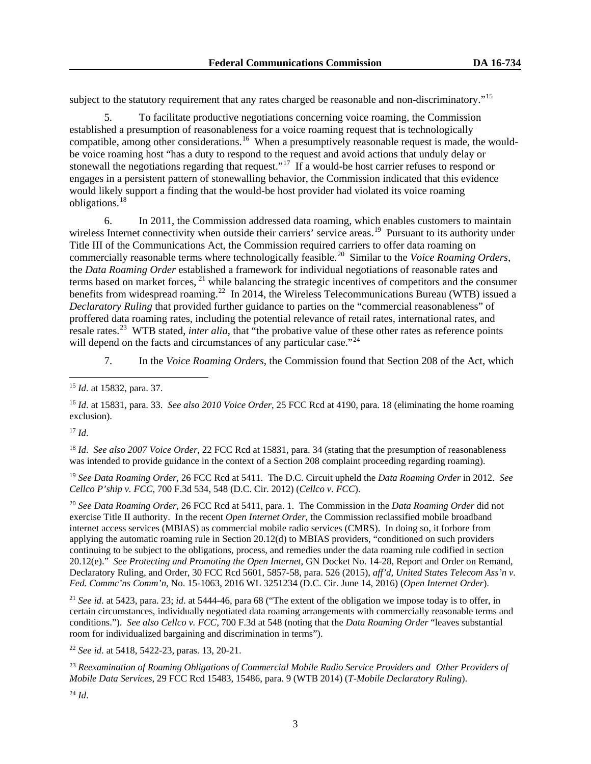subject to the statutory requirement that any rates charged be reasonable and non-discriminatory."[15]

5. To facilitate productive negotiations concerning voice roaming, the Commission established a presumption of reasonableness for a voice roaming request that is technologically compatible, among other considerations.[16] When a presumptively reasonable request is made, the would-be voice roaming host "has a duty to respond to the request and avoid actions that unduly delay or stonewall the negotiations regarding that request."[17] If a would-be host carrier refuses to respond or engages in a persistent pattern of stonewalling behavior, the Commission indicated that this evidence would likely support a finding that the would-be host provider had violated its voice roaming obligations.[18]

6. In 2011, the Commission addressed data roaming, which enables customers to maintain wireless Internet connectivity when outside their carriers' service areas.[19] Pursuant to its authority under Title III of the Communications Act, the Commission required carriers to offer data roaming on commercially reasonable terms where technologically feasible.[20] Similar to the *Voice Roaming Orders*, the *Data Roaming Order* established a framework for individual negotiations of reasonable rates and terms based on market forces, [21] while balancing the strategic incentives of competitors and the consumer benefits from widespread roaming.[22] In 2014, the Wireless Telecommunications Bureau (WTB) issued a *Declaratory Ruling* that provided further guidance to parties on the "commercial reasonableness" of proffered data roaming rates, including the potential relevance of retail rates, international rates, and resale rates.[23] WTB stated, *inter alia*, that "the probative value of these other rates as reference points will depend on the facts and circumstances of any particular case."[24]

7. In the *Voice Roaming Orders*, the Commission found that Section 208 of the Act, which

---

[15] *Id*. at 15832, para. 37.

[16] *Id*. at 15831, para. 33. *See also 2010 Voice Order*, 25 FCC Rcd at 4190, para. 18 (eliminating the home roaming exclusion).

[17] *Id*.

[18] *Id*. *See also 2007 Voice Order*, 22 FCC Rcd at 15831, para. 34 (stating that the presumption of reasonableness was intended to provide guidance in the context of a Section 208 complaint proceeding regarding roaming).

[19] *See Data Roaming Order*, 26 FCC Rcd at 5411. The D.C. Circuit upheld the *Data Roaming Order* in 2012. *See Cellco P'ship v. FCC*, 700 F.3d 534, 548 (D.C. Cir. 2012) (*Cellco v. FCC*).

[20] *See Data Roaming Order*, 26 FCC Rcd at 5411, para. 1. The Commission in the *Data Roaming Order* did not exercise Title II authority. In the recent *Open Internet Order*, the Commission reclassified mobile broadband internet access services (MBIAS) as commercial mobile radio services (CMRS). In doing so, it forbore from applying the automatic roaming rule in Section 20.12(d) to MBIAS providers, "conditioned on such providers continuing to be subject to the obligations, process, and remedies under the data roaming rule codified in section 20.12(e)." *See Protecting and Promoting the Open Internet*, GN Docket No. 14-28, Report and Order on Remand, Declaratory Ruling, and Order, 30 FCC Rcd 5601, 5857-58, para. 526 (2015), *aff'd*, *United States Telecom Ass'n v. Fed. Commc'ns Comm'n*, No. 15-1063, 2016 WL 3251234 (D.C. Cir. June 14, 2016) (*Open Internet Order*).

[21] *See id*. at 5423, para. 23; *id*. at 5444-46, para 68 ("The extent of the obligation we impose today is to offer, in certain circumstances, individually negotiated data roaming arrangements with commercially reasonable terms and conditions."). *See also Cellco v. FCC*, 700 F.3d at 548 (noting that the *Data Roaming Order* "leaves substantial room for individualized bargaining and discrimination in terms").

[22] *See id*. at 5418, 5422-23, paras. 13, 20-21.

[23] *Reexamination of Roaming Obligations of Commercial Mobile Radio Service Providers and Other Providers of Mobile Data Services*, 29 FCC Rcd 15483, 15486, para. 9 (WTB 2014) (*T-Mobile Declaratory Ruling*).

[24] *Id*.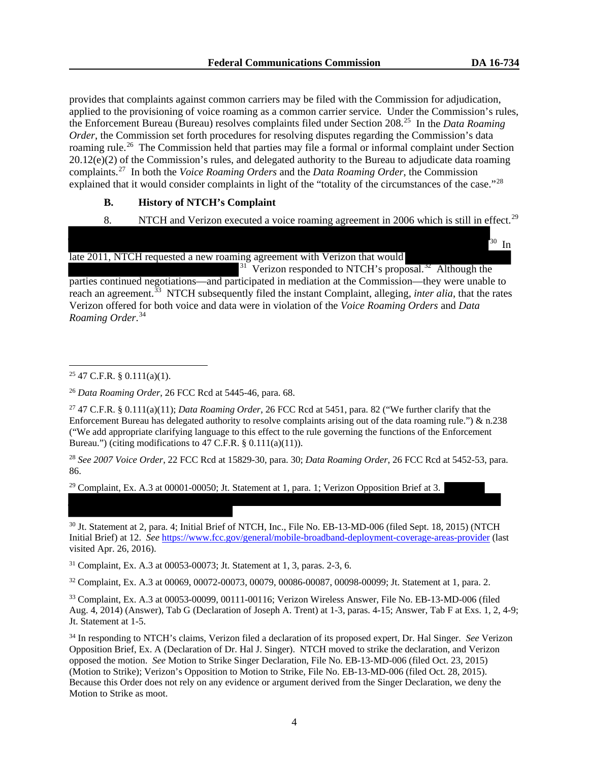provides that complaints against common carriers may be filed with the Commission for adjudication, applied to the provisioning of voice roaming as a common carrier service. Under the Commission's rules, the Enforcement Bureau (Bureau) resolves complaints filed under Section 208.[25] In the *Data Roaming Order*, the Commission set forth procedures for resolving disputes regarding the Commission's data roaming rule.[26] The Commission held that parties may file a formal or informal complaint under Section 20.12(e)(2) of the Commission's rules, and delegated authority to the Bureau to adjudicate data roaming complaints.[27] In both the *Voice Roaming Orders* and the *Data Roaming Order*, the Commission explained that it would consider complaints in light of the "totality of the circumstances of the case."[28]

### B. History of NTCH's Complaint

8. NTCH and Verizon executed a voice roaming agreement in 2006 which is still in effect.[29] [REDACTED][30] In late 2011, NTCH requested a new roaming agreement with Verizon that would [REDACTED][31] Verizon responded to NTCH's proposal.[32] Although the parties continued negotiations—and participated in mediation at the Commission—they were unable to reach an agreement.[33] NTCH subsequently filed the instant Complaint, alleging, *inter alia*, that the rates Verizon offered for both voice and data were in violation of the *Voice Roaming Orders* and *Data Roaming Order*.[34]

---

[25] 47 C.F.R. § 0.111(a)(1).

[26] *Data Roaming Order*, 26 FCC Rcd at 5445-46, para. 68.

[27] 47 C.F.R. § 0.111(a)(11); *Data Roaming Order*, 26 FCC Rcd at 5451, para. 82 ("We further clarify that the Enforcement Bureau has delegated authority to resolve complaints arising out of the data roaming rule.") & n.238 ("We add appropriate clarifying language to this effect to the rule governing the functions of the Enforcement Bureau.") (citing modifications to 47 C.F.R. § 0.111(a)(11)).

[28] *See 2007 Voice Order*, 22 FCC Rcd at 15829-30, para. 30; *Data Roaming Order*, 26 FCC Rcd at 5452-53, para. 86.

[29] Complaint, Ex. A.3 at 00001-00050; Jt. Statement at 1, para. 1; Verizon Opposition Brief at 3. [REDACTED]

[30] Jt. Statement at 2, para. 4; Initial Brief of NTCH, Inc., File No. EB-13-MD-006 (filed Sept. 18, 2015) (NTCH Initial Brief) at 12. *See* https://www.fcc.gov/general/mobile-broadband-deployment-coverage-areas-provider (last visited Apr. 26, 2016).

[31] Complaint, Ex. A.3 at 00053-00073; Jt. Statement at 1, 3, paras. 2-3, 6.

[32] Complaint, Ex. A.3 at 00069, 00072-00073, 00079, 00086-00087, 00098-00099; Jt. Statement at 1, para. 2.

[33] Complaint, Ex. A.3 at 00053-00099, 00111-00116; Verizon Wireless Answer, File No. EB-13-MD-006 (filed Aug. 4, 2014) (Answer), Tab G (Declaration of Joseph A. Trent) at 1-3, paras. 4-15; Answer, Tab F at Exs. 1, 2, 4-9; Jt. Statement at 1-5.

[34] In responding to NTCH's claims, Verizon filed a declaration of its proposed expert, Dr. Hal Singer. *See* Verizon Opposition Brief, Ex. A (Declaration of Dr. Hal J. Singer). NTCH moved to strike the declaration, and Verizon opposed the motion. *See* Motion to Strike Singer Declaration, File No. EB-13-MD-006 (filed Oct. 23, 2015) (Motion to Strike); Verizon's Opposition to Motion to Strike, File No. EB-13-MD-006 (filed Oct. 28, 2015). Because this Order does not rely on any evidence or argument derived from the Singer Declaration, we deny the Motion to Strike as moot.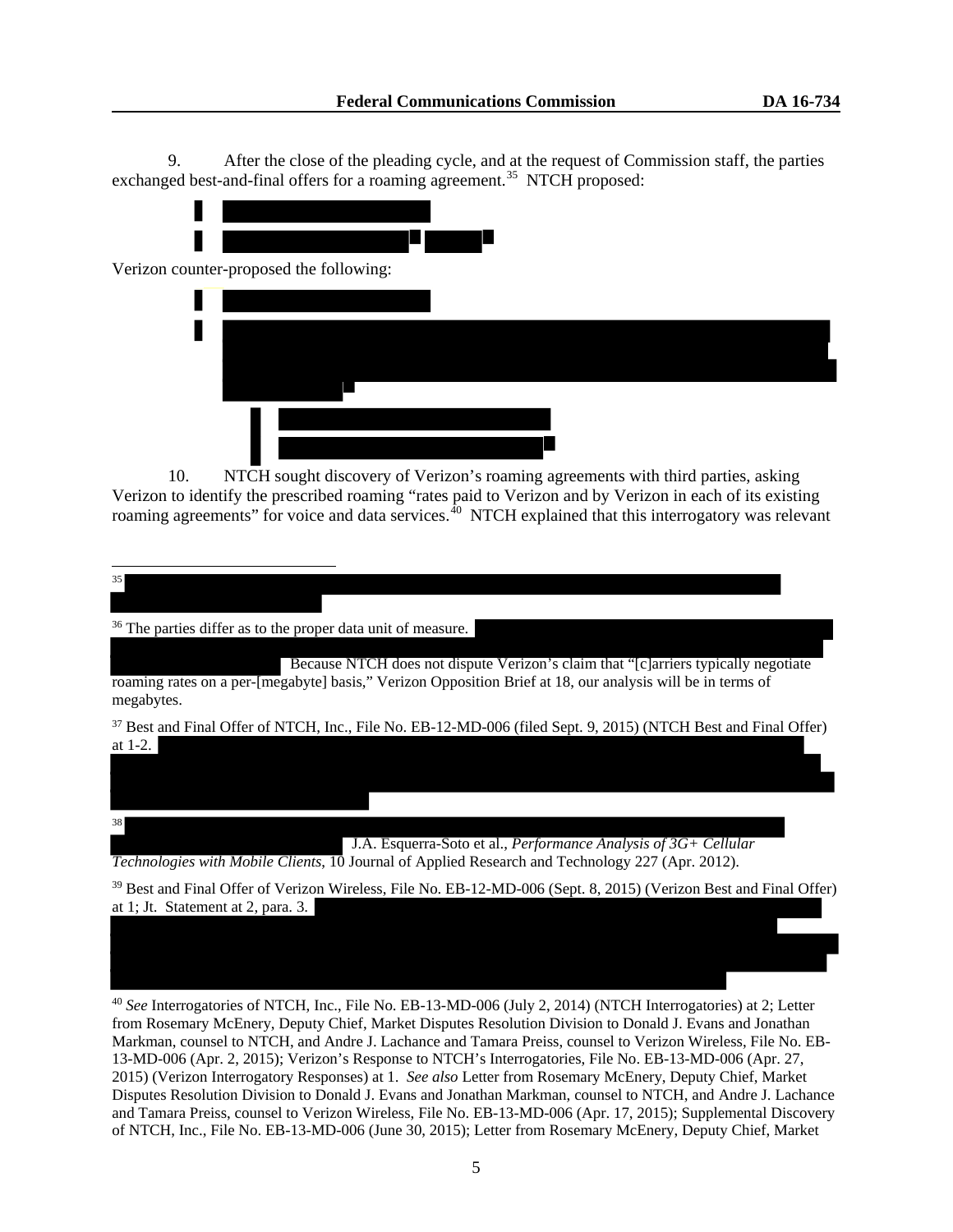9. After the close of the pleading cycle, and at the request of Commission staff, the parties exchanged best-and-final offers for a roaming agreement.[35] NTCH proposed:

Verizon counter-proposed the following:

10. NTCH sought discovery of Verizon's roaming agreements with third parties, asking Verizon to identify the prescribed roaming "rates paid to Verizon and by Verizon in each of its existing roaming agreements" for voice and data services.[40] NTCH explained that this interrogatory was relevant

---

[35]

[36] The parties differ as to the proper data unit of measure. Because NTCH does not dispute Verizon's claim that "[c]arriers typically negotiate roaming rates on a per-[megabyte] basis," Verizon Opposition Brief at 18, our analysis will be in terms of megabytes.

[37] Best and Final Offer of NTCH, Inc., File No. EB-12-MD-006 (filed Sept. 9, 2015) (NTCH Best and Final Offer) at 1-2.

[38] J.A. Esquerra-Soto et al., *Performance Analysis of 3G+ Cellular Technologies with Mobile Clients*, 10 Journal of Applied Research and Technology 227 (Apr. 2012).

[39] Best and Final Offer of Verizon Wireless, File No. EB-12-MD-006 (Sept. 8, 2015) (Verizon Best and Final Offer) at 1; Jt. Statement at 2, para. 3.

[40] *See* Interrogatories of NTCH, Inc., File No. EB-13-MD-006 (July 2, 2014) (NTCH Interrogatories) at 2; Letter from Rosemary McEnery, Deputy Chief, Market Disputes Resolution Division to Donald J. Evans and Jonathan Markman, counsel to NTCH, and Andre J. Lachance and Tamara Preiss, counsel to Verizon Wireless, File No. EB-13-MD-006 (Apr. 2, 2015); Verizon's Response to NTCH's Interrogatories, File No. EB-13-MD-006 (Apr. 27, 2015) (Verizon Interrogatory Responses) at 1. *See also* Letter from Rosemary McEnery, Deputy Chief, Market Disputes Resolution Division to Donald J. Evans and Jonathan Markman, counsel to NTCH, and Andre J. Lachance and Tamara Preiss, counsel to Verizon Wireless, File No. EB-13-MD-006 (Apr. 17, 2015); Supplemental Discovery of NTCH, Inc., File No. EB-13-MD-006 (June 30, 2015); Letter from Rosemary McEnery, Deputy Chief, Market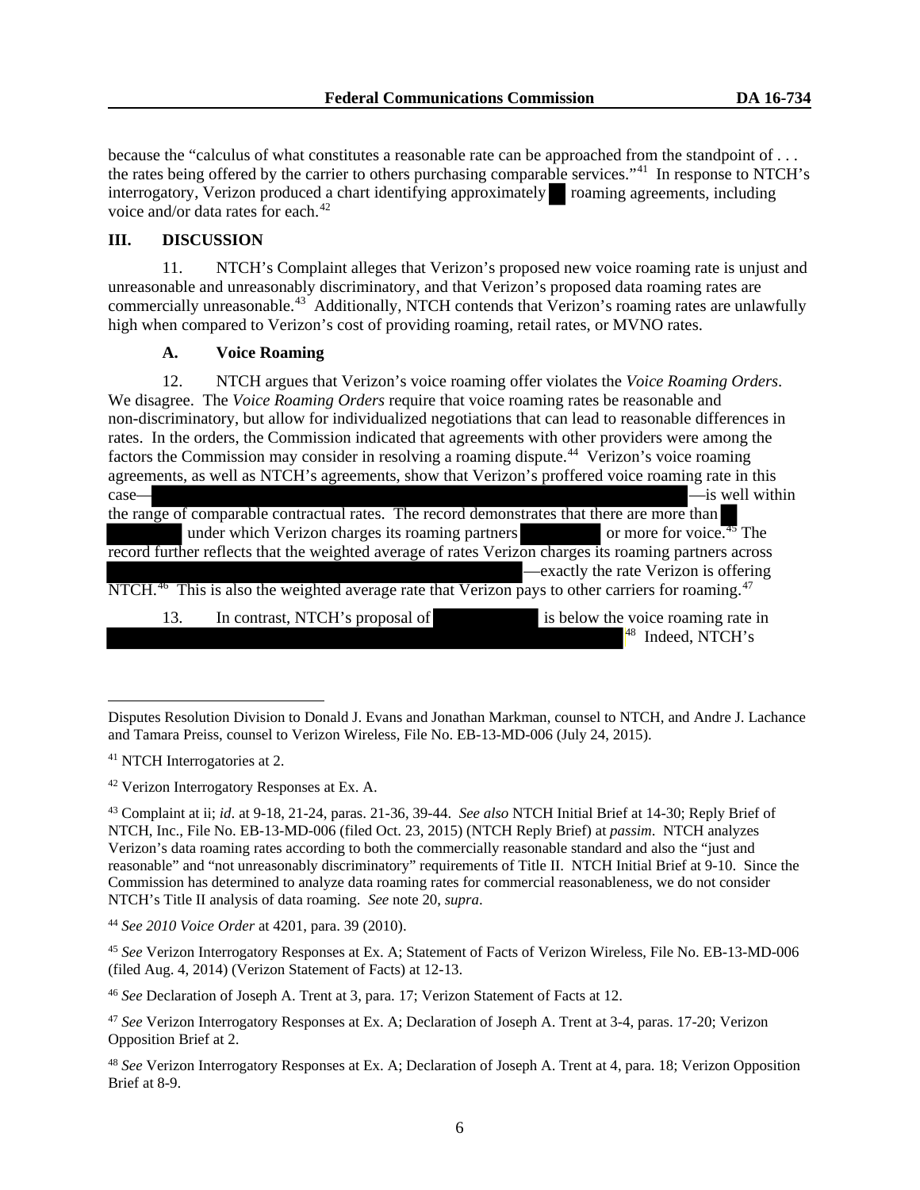because the "calculus of what constitutes a reasonable rate can be approached from the standpoint of . . . the rates being offered by the carrier to others purchasing comparable services."[41] In response to NTCH's interrogatory, Verizon produced a chart identifying approximately roaming agreements, including voice and/or data rates for each.[42]

## III. DISCUSSION

11. NTCH's Complaint alleges that Verizon's proposed new voice roaming rate is unjust and unreasonable and unreasonably discriminatory, and that Verizon's proposed data roaming rates are commercially unreasonable.[43] Additionally, NTCH contends that Verizon's roaming rates are unlawfully high when compared to Verizon's cost of providing roaming, retail rates, or MVNO rates.

### A. Voice Roaming

12. NTCH argues that Verizon's voice roaming offer violates the *Voice Roaming Orders*. We disagree. The *Voice Roaming Orders* require that voice roaming rates be reasonable and non-discriminatory, but allow for individualized negotiations that can lead to reasonable differences in rates. In the orders, the Commission indicated that agreements with other providers were among the factors the Commission may consider in resolving a roaming dispute.[44] Verizon's voice roaming agreements, as well as NTCH's agreements, show that Verizon's proffered voice roaming rate in this case— —is well within the range of comparable contractual rates. The record demonstrates that there are more than under which Verizon charges its roaming partners or more for voice.[45] The record further reflects that the weighted average of rates Verizon charges its roaming partners across —exactly the rate Verizon is offering NTCH.[46] This is also the weighted average rate that Verizon pays to other carriers for roaming.[47]

13. In contrast, NTCH's proposal of is below the voice roaming rate in [48] Indeed, NTCH's

---

Disputes Resolution Division to Donald J. Evans and Jonathan Markman, counsel to NTCH, and Andre J. Lachance and Tamara Preiss, counsel to Verizon Wireless, File No. EB-13-MD-006 (July 24, 2015).

[41] NTCH Interrogatories at 2.

[42] Verizon Interrogatory Responses at Ex. A.

[43] Complaint at ii; *id*. at 9-18, 21-24, paras. 21-36, 39-44. *See also* NTCH Initial Brief at 14-30; Reply Brief of NTCH, Inc., File No. EB-13-MD-006 (filed Oct. 23, 2015) (NTCH Reply Brief) at *passim*. NTCH analyzes Verizon's data roaming rates according to both the commercially reasonable standard and also the "just and reasonable" and "not unreasonably discriminatory" requirements of Title II. NTCH Initial Brief at 9-10. Since the Commission has determined to analyze data roaming rates for commercial reasonableness, we do not consider NTCH's Title II analysis of data roaming. *See* note 20, *supra*.

[44] *See 2010 Voice Order* at 4201, para. 39 (2010).

[45] *See* Verizon Interrogatory Responses at Ex. A; Statement of Facts of Verizon Wireless, File No. EB-13-MD-006 (filed Aug. 4, 2014) (Verizon Statement of Facts) at 12-13.

[46] *See* Declaration of Joseph A. Trent at 3, para. 17; Verizon Statement of Facts at 12.

[47] *See* Verizon Interrogatory Responses at Ex. A; Declaration of Joseph A. Trent at 3-4, paras. 17-20; Verizon Opposition Brief at 2.

[48] *See* Verizon Interrogatory Responses at Ex. A; Declaration of Joseph A. Trent at 4, para. 18; Verizon Opposition Brief at 8-9.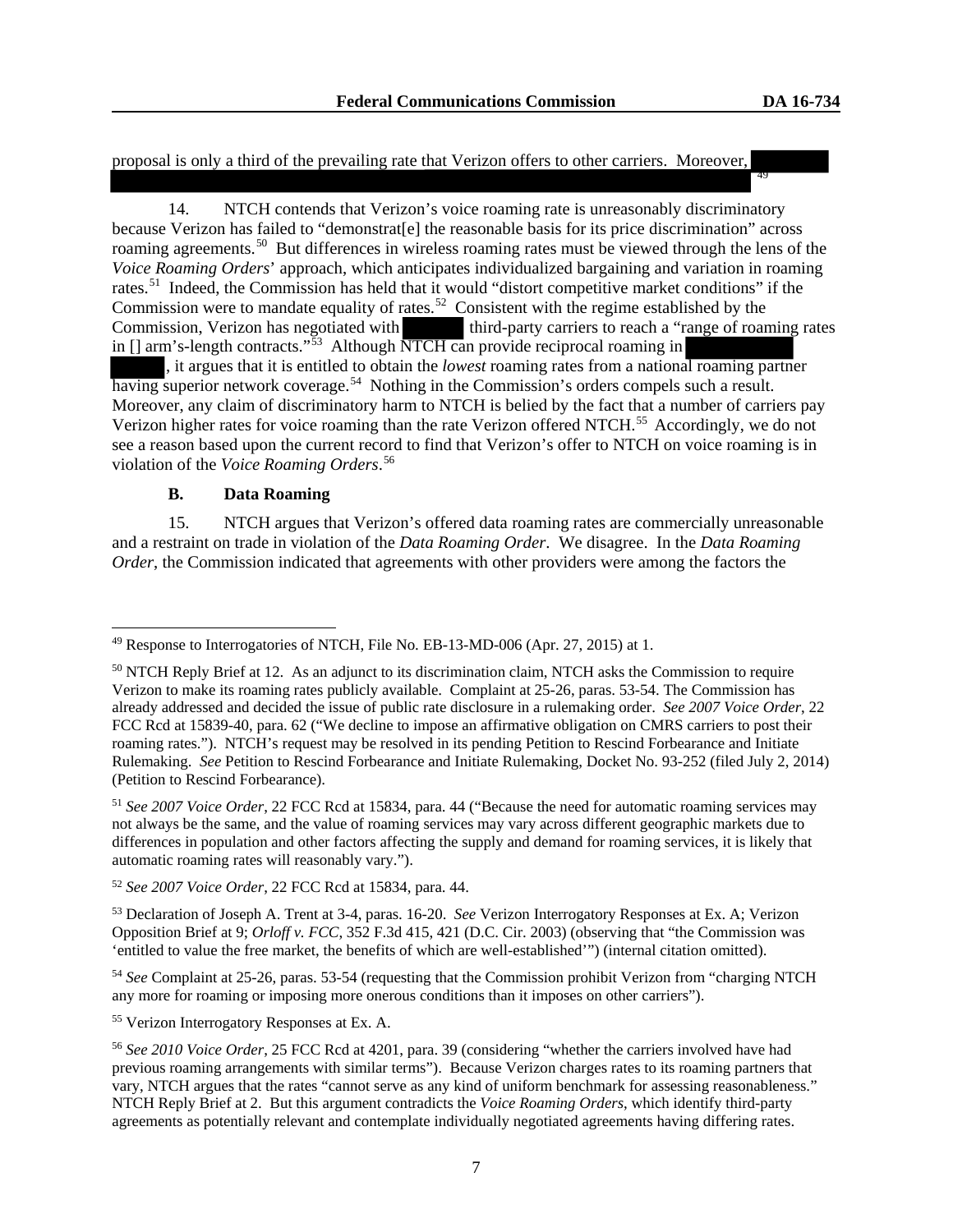proposal is only a third of the prevailing rate that Verizon offers to other carriers. Moreover, [REDACTED][49]

14. NTCH contends that Verizon's voice roaming rate is unreasonably discriminatory because Verizon has failed to "demonstrat[e] the reasonable basis for its price discrimination" across roaming agreements.[50] But differences in wireless roaming rates must be viewed through the lens of the *Voice Roaming Orders*' approach, which anticipates individualized bargaining and variation in roaming rates.[51] Indeed, the Commission has held that it would "distort competitive market conditions" if the Commission were to mandate equality of rates.[52] Consistent with the regime established by the Commission, Verizon has negotiated with [REDACTED] third-party carriers to reach a "range of roaming rates in [] arm's-length contracts."[53] Although NTCH can provide reciprocal roaming in [REDACTED], it argues that it is entitled to obtain the *lowest* roaming rates from a national roaming partner having superior network coverage.[54] Nothing in the Commission's orders compels such a result. Moreover, any claim of discriminatory harm to NTCH is belied by the fact that a number of carriers pay Verizon higher rates for voice roaming than the rate Verizon offered NTCH.[55] Accordingly, we do not see a reason based upon the current record to find that Verizon's offer to NTCH on voice roaming is in violation of the *Voice Roaming Orders*.[56]

### B. Data Roaming

15. NTCH argues that Verizon's offered data roaming rates are commercially unreasonable and a restraint on trade in violation of the *Data Roaming Order*. We disagree. In the *Data Roaming Order*, the Commission indicated that agreements with other providers were among the factors the

---

[49] Response to Interrogatories of NTCH, File No. EB-13-MD-006 (Apr. 27, 2015) at 1.

[50] NTCH Reply Brief at 12. As an adjunct to its discrimination claim, NTCH asks the Commission to require Verizon to make its roaming rates publicly available. Complaint at 25-26, paras. 53-54. The Commission has already addressed and decided the issue of public rate disclosure in a rulemaking order. *See 2007 Voice Order*, 22 FCC Rcd at 15839-40, para. 62 ("We decline to impose an affirmative obligation on CMRS carriers to post their roaming rates."). NTCH's request may be resolved in its pending Petition to Rescind Forbearance and Initiate Rulemaking. *See* Petition to Rescind Forbearance and Initiate Rulemaking, Docket No. 93-252 (filed July 2, 2014) (Petition to Rescind Forbearance).

[51] *See 2007 Voice Order*, 22 FCC Rcd at 15834, para. 44 ("Because the need for automatic roaming services may not always be the same, and the value of roaming services may vary across different geographic markets due to differences in population and other factors affecting the supply and demand for roaming services, it is likely that automatic roaming rates will reasonably vary.").

[52] *See 2007 Voice Order*, 22 FCC Rcd at 15834, para. 44.

[53] Declaration of Joseph A. Trent at 3-4, paras. 16-20. *See* Verizon Interrogatory Responses at Ex. A; Verizon Opposition Brief at 9; *Orloff v. FCC*, 352 F.3d 415, 421 (D.C. Cir. 2003) (observing that "the Commission was 'entitled to value the free market, the benefits of which are well-established'") (internal citation omitted).

[54] *See* Complaint at 25-26, paras. 53-54 (requesting that the Commission prohibit Verizon from "charging NTCH any more for roaming or imposing more onerous conditions than it imposes on other carriers").

[55] Verizon Interrogatory Responses at Ex. A.

[56] *See 2010 Voice Order*, 25 FCC Rcd at 4201, para. 39 (considering "whether the carriers involved have had previous roaming arrangements with similar terms"). Because Verizon charges rates to its roaming partners that vary, NTCH argues that the rates "cannot serve as any kind of uniform benchmark for assessing reasonableness." NTCH Reply Brief at 2. But this argument contradicts the *Voice Roaming Orders*, which identify third-party agreements as potentially relevant and contemplate individually negotiated agreements having differing rates.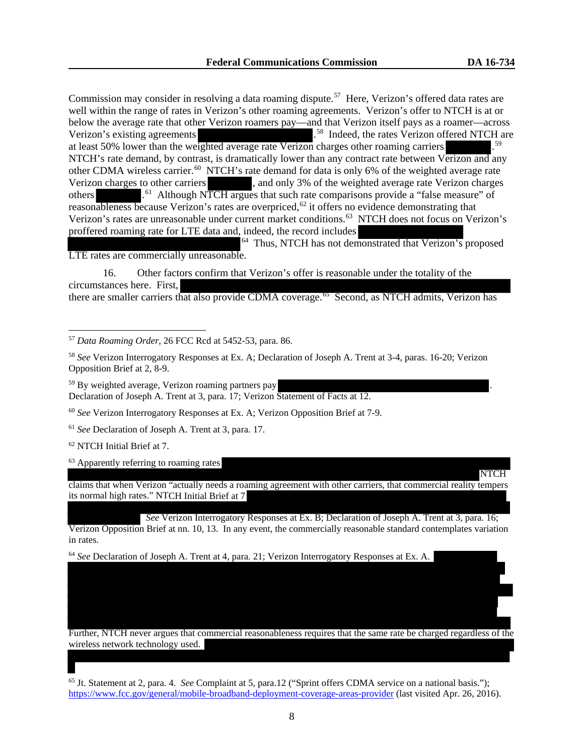Commission may consider in resolving a data roaming dispute.[57] Here, Verizon's offered data rates are well within the range of rates in Verizon's other roaming agreements. Verizon's offer to NTCH is at or below the average rate that other Verizon roamers pay—and that Verizon itself pays as a roamer—across Verizon's existing agreements ██████████.[58] Indeed, the rates Verizon offered NTCH are at least 50% lower than the weighted average rate Verizon charges other roaming carriers ██████.[59] NTCH's rate demand, by contrast, is dramatically lower than any contract rate between Verizon and any other CDMA wireless carrier.[60] NTCH's rate demand for data is only 6% of the weighted average rate Verizon charges to other carriers ██████, and only 3% of the weighted average rate Verizon charges others ██████.[61] Although NTCH argues that such rate comparisons provide a "false measure" of reasonableness because Verizon's rates are overpriced,[62] it offers no evidence demonstrating that Verizon's rates are unreasonable under current market conditions.[63] NTCH does not focus on Verizon's proffered roaming rate for LTE data and, indeed, the record includes ██████████ ██████████.[64] Thus, NTCH has not demonstrated that Verizon's proposed LTE rates are commercially unreasonable.

16. Other factors confirm that Verizon's offer is reasonable under the totality of the circumstances here. First, ██████████ there are smaller carriers that also provide CDMA coverage.[65] Second, as NTCH admits, Verizon has

---

[57] *Data Roaming Order*, 26 FCC Rcd at 5452-53, para. 86.

[58] *See* Verizon Interrogatory Responses at Ex. A; Declaration of Joseph A. Trent at 3-4, paras. 16-20; Verizon Opposition Brief at 2, 8-9.

[59] By weighted average, Verizon roaming partners pay ██████████. Declaration of Joseph A. Trent at 3, para. 17; Verizon Statement of Facts at 12.

[60] *See* Verizon Interrogatory Responses at Ex. A; Verizon Opposition Brief at 7-9.

[61] *See* Declaration of Joseph A. Trent at 3, para. 17.

[62] NTCH Initial Brief at 7.

[63] Apparently referring to roaming rates ██████████ NTCH claims that when Verizon "actually needs a roaming agreement with other carriers, that commercial reality tempers its normal high rates." NTCH Initial Brief at 7 ██████████ *See* Verizon Interrogatory Responses at Ex. B; Declaration of Joseph A. Trent at 3, para. 16; Verizon Opposition Brief at nn. 10, 13. In any event, the commercially reasonable standard contemplates variation in rates.

[64] *See* Declaration of Joseph A. Trent at 4, para. 21; Verizon Interrogatory Responses at Ex. A. ██████████ Further, NTCH never argues that commercial reasonableness requires that the same rate be charged regardless of the wireless network technology used. ██████████

[65] Jt. Statement at 2, para. 4. *See* Complaint at 5, para.12 ("Sprint offers CDMA service on a national basis."); https://www.fcc.gov/general/mobile-broadband-deployment-coverage-areas-provider (last visited Apr. 26, 2016).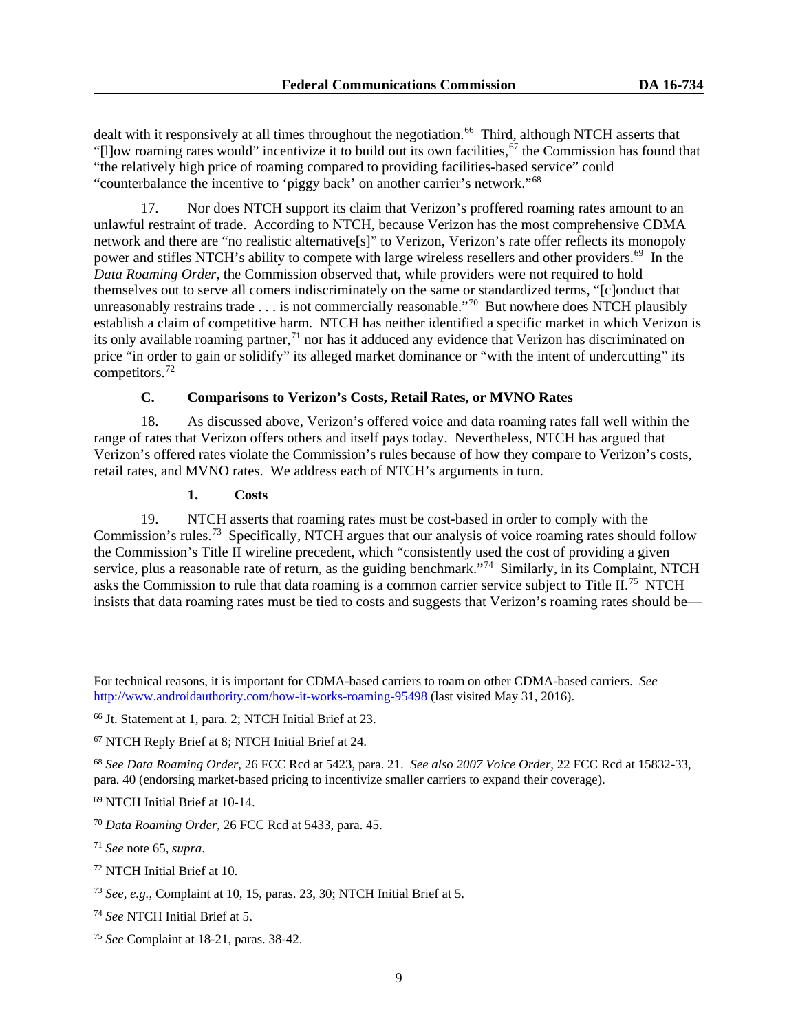dealt with it responsively at all times throughout the negotiation.[66] Third, although NTCH asserts that "[l]ow roaming rates would" incentivize it to build out its own facilities,[67] the Commission has found that "the relatively high price of roaming compared to providing facilities-based service" could "counterbalance the incentive to 'piggy back' on another carrier's network."[68]

17. Nor does NTCH support its claim that Verizon's proffered roaming rates amount to an unlawful restraint of trade. According to NTCH, because Verizon has the most comprehensive CDMA network and there are "no realistic alternative[s]" to Verizon, Verizon's rate offer reflects its monopoly power and stifles NTCH's ability to compete with large wireless resellers and other providers.[69] In the *Data Roaming Order*, the Commission observed that, while providers were not required to hold themselves out to serve all comers indiscriminately on the same or standardized terms, "[c]onduct that unreasonably restrains trade . . . is not commercially reasonable."[70] But nowhere does NTCH plausibly establish a claim of competitive harm. NTCH has neither identified a specific market in which Verizon is its only available roaming partner,[71] nor has it adduced any evidence that Verizon has discriminated on price "in order to gain or solidify" its alleged market dominance or "with the intent of undercutting" its competitors.[72]

### C. Comparisons to Verizon's Costs, Retail Rates, or MVNO Rates

18. As discussed above, Verizon's offered voice and data roaming rates fall well within the range of rates that Verizon offers others and itself pays today. Nevertheless, NTCH has argued that Verizon's offered rates violate the Commission's rules because of how they compare to Verizon's costs, retail rates, and MVNO rates. We address each of NTCH's arguments in turn.

#### 1. Costs

19. NTCH asserts that roaming rates must be cost-based in order to comply with the Commission's rules.[73] Specifically, NTCH argues that our analysis of voice roaming rates should follow the Commission's Title II wireline precedent, which "consistently used the cost of providing a given service, plus a reasonable rate of return, as the guiding benchmark."[74] Similarly, in its Complaint, NTCH asks the Commission to rule that data roaming is a common carrier service subject to Title II.[75] NTCH insists that data roaming rates must be tied to costs and suggests that Verizon's roaming rates should be—

---

For technical reasons, it is important for CDMA-based carriers to roam on other CDMA-based carriers. *See* http://www.androidauthority.com/how-it-works-roaming-95498 (last visited May 31, 2016).

[66] Jt. Statement at 1, para. 2; NTCH Initial Brief at 23.

[67] NTCH Reply Brief at 8; NTCH Initial Brief at 24.

[68] *See Data Roaming Order*, 26 FCC Rcd at 5423, para. 21. *See also 2007 Voice Order*, 22 FCC Rcd at 15832-33, para. 40 (endorsing market-based pricing to incentivize smaller carriers to expand their coverage).

[69] NTCH Initial Brief at 10-14.

[70] *Data Roaming Order*, 26 FCC Rcd at 5433, para. 45.

[71] *See* note 65, *supra*.

[72] NTCH Initial Brief at 10.

[73] *See, e.g.,* Complaint at 10, 15, paras. 23, 30; NTCH Initial Brief at 5.

[74] *See* NTCH Initial Brief at 5.

[75] *See* Complaint at 18-21, paras. 38-42.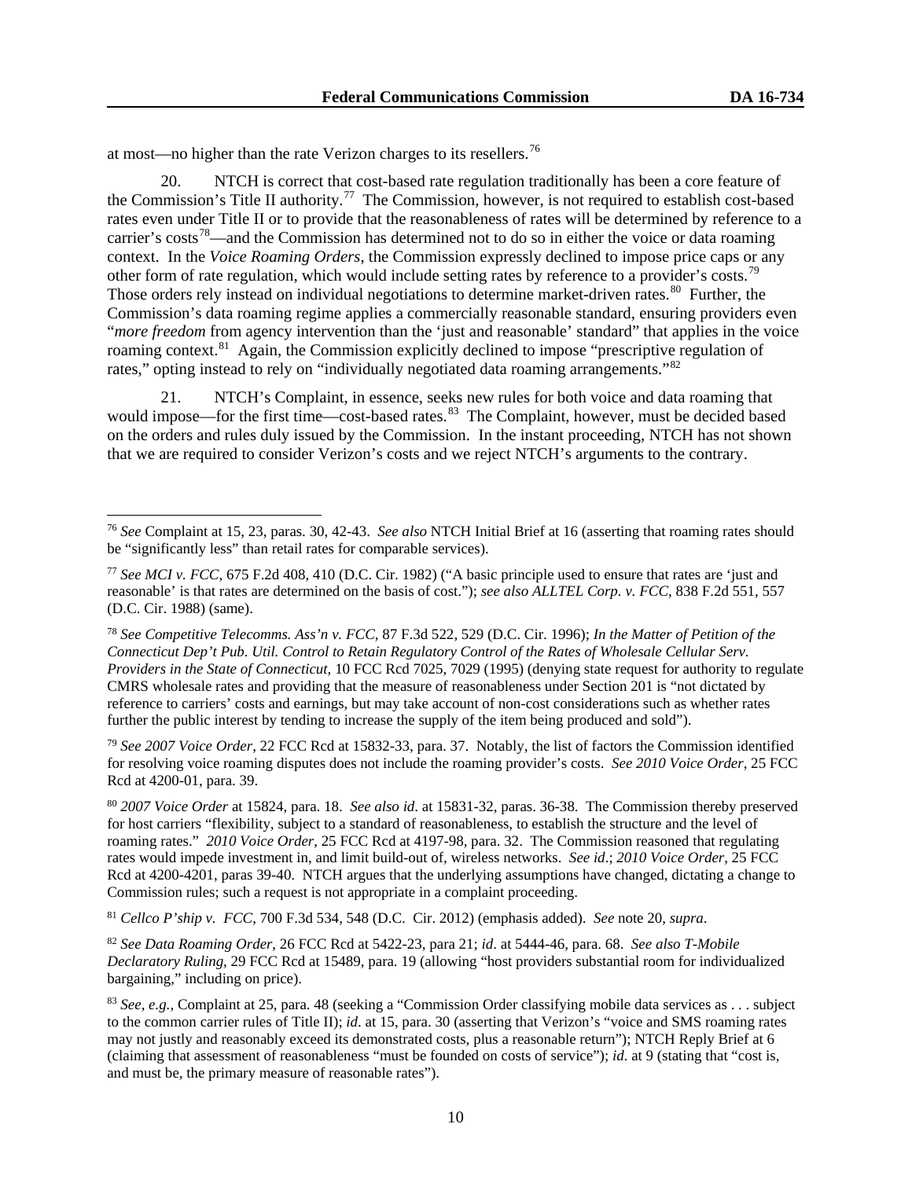at most—no higher than the rate Verizon charges to its resellers.[76]

20. NTCH is correct that cost-based rate regulation traditionally has been a core feature of the Commission's Title II authority.[77] The Commission, however, is not required to establish cost-based rates even under Title II or to provide that the reasonableness of rates will be determined by reference to a carrier's costs[78]—and the Commission has determined not to do so in either the voice or data roaming context. In the *Voice Roaming Orders*, the Commission expressly declined to impose price caps or any other form of rate regulation, which would include setting rates by reference to a provider's costs.[79] Those orders rely instead on individual negotiations to determine market-driven rates.[80] Further, the Commission's data roaming regime applies a commercially reasonable standard, ensuring providers even "*more freedom* from agency intervention than the 'just and reasonable' standard" that applies in the voice roaming context.[81] Again, the Commission explicitly declined to impose "prescriptive regulation of rates," opting instead to rely on "individually negotiated data roaming arrangements."[82]

21. NTCH's Complaint, in essence, seeks new rules for both voice and data roaming that would impose—for the first time—cost-based rates.[83] The Complaint, however, must be decided based on the orders and rules duly issued by the Commission. In the instant proceeding, NTCH has not shown that we are required to consider Verizon's costs and we reject NTCH's arguments to the contrary.

---

[76] *See* Complaint at 15, 23, paras. 30, 42-43. *See also* NTCH Initial Brief at 16 (asserting that roaming rates should be "significantly less" than retail rates for comparable services).

[77] *See MCI v. FCC*, 675 F.2d 408, 410 (D.C. Cir. 1982) ("A basic principle used to ensure that rates are 'just and reasonable' is that rates are determined on the basis of cost."); *see also ALLTEL Corp. v. FCC*, 838 F.2d 551, 557 (D.C. Cir. 1988) (same).

[78] *See Competitive Telecomms. Ass'n v. FCC*, 87 F.3d 522, 529 (D.C. Cir. 1996); *In the Matter of Petition of the Connecticut Dep't Pub. Util. Control to Retain Regulatory Control of the Rates of Wholesale Cellular Serv. Providers in the State of Connecticut*, 10 FCC Rcd 7025, 7029 (1995) (denying state request for authority to regulate CMRS wholesale rates and providing that the measure of reasonableness under Section 201 is "not dictated by reference to carriers' costs and earnings, but may take account of non-cost considerations such as whether rates further the public interest by tending to increase the supply of the item being produced and sold").

[79] *See 2007 Voice Order*, 22 FCC Rcd at 15832-33, para. 37. Notably, the list of factors the Commission identified for resolving voice roaming disputes does not include the roaming provider's costs. *See 2010 Voice Order*, 25 FCC Rcd at 4200-01, para. 39.

[80] *2007 Voice Order* at 15824, para. 18. *See also id*. at 15831-32, paras. 36-38. The Commission thereby preserved for host carriers "flexibility, subject to a standard of reasonableness, to establish the structure and the level of roaming rates." *2010 Voice Order*, 25 FCC Rcd at 4197-98, para. 32. The Commission reasoned that regulating rates would impede investment in, and limit build-out of, wireless networks. *See id*.; *2010 Voice Order*, 25 FCC Rcd at 4200-4201, paras 39-40. NTCH argues that the underlying assumptions have changed, dictating a change to Commission rules; such a request is not appropriate in a complaint proceeding.

[81] *Cellco P'ship v. FCC*, 700 F.3d 534, 548 (D.C. Cir. 2012) (emphasis added). *See* note 20, *supra*.

[82] *See Data Roaming Order*, 26 FCC Rcd at 5422-23, para 21; *id*. at 5444-46, para. 68. *See also T-Mobile Declaratory Ruling*, 29 FCC Rcd at 15489, para. 19 (allowing "host providers substantial room for individualized bargaining," including on price).

[83] *See, e.g.*, Complaint at 25, para. 48 (seeking a "Commission Order classifying mobile data services as . . . subject to the common carrier rules of Title II); *id*. at 15, para. 30 (asserting that Verizon's "voice and SMS roaming rates may not justly and reasonably exceed its demonstrated costs, plus a reasonable return"); NTCH Reply Brief at 6 (claiming that assessment of reasonableness "must be founded on costs of service"); *id*. at 9 (stating that "cost is, and must be, the primary measure of reasonable rates").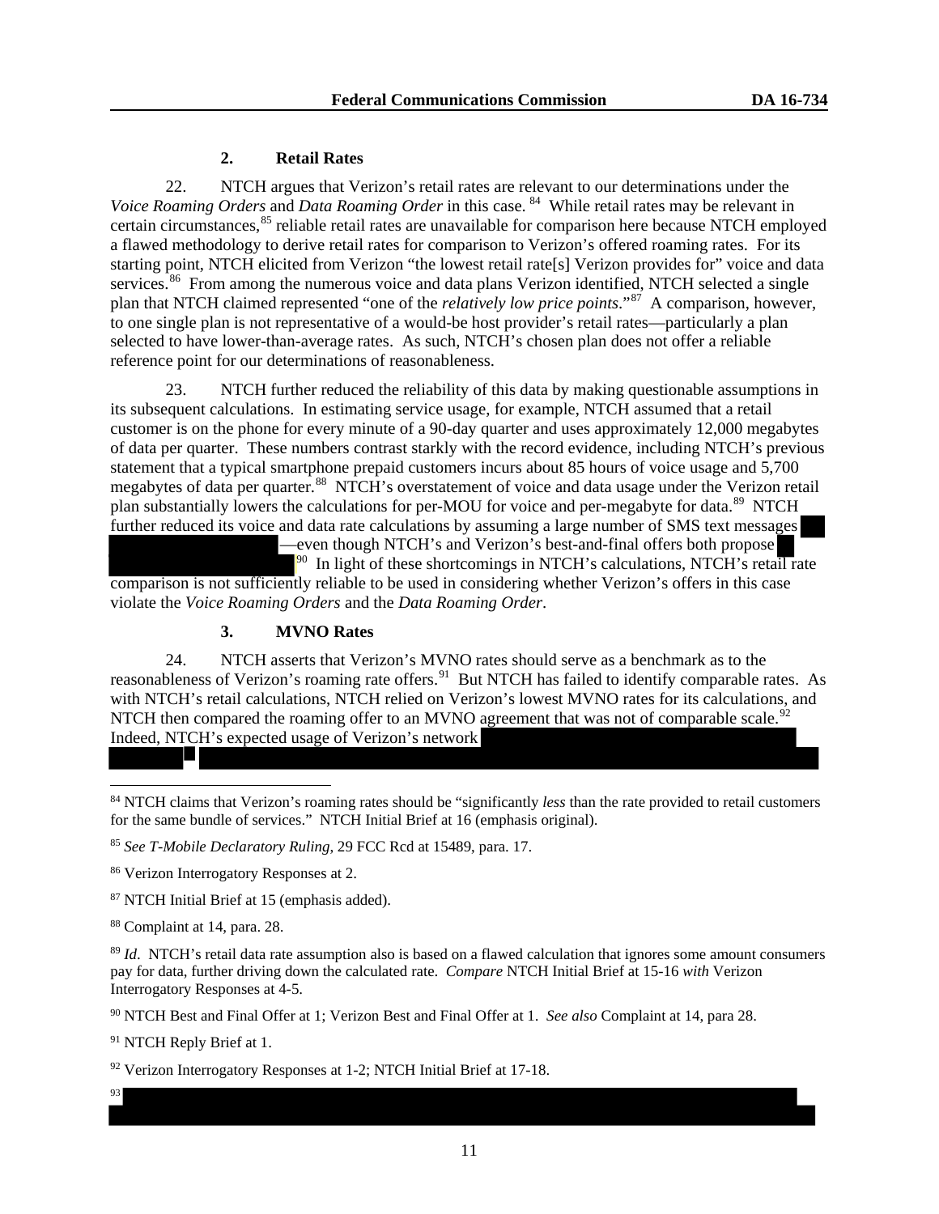### 2. Retail Rates

22. NTCH argues that Verizon's retail rates are relevant to our determinations under the *Voice Roaming Orders* and *Data Roaming Order* in this case.[84] While retail rates may be relevant in certain circumstances,[85] reliable retail rates are unavailable for comparison here because NTCH employed a flawed methodology to derive retail rates for comparison to Verizon's offered roaming rates. For its starting point, NTCH elicited from Verizon "the lowest retail rate[s] Verizon provides for" voice and data services.[86] From among the numerous voice and data plans Verizon identified, NTCH selected a single plan that NTCH claimed represented "one of the *relatively low price points*."[87] A comparison, however, to one single plan is not representative of a would-be host provider's retail rates—particularly a plan selected to have lower-than-average rates. As such, NTCH's chosen plan does not offer a reliable reference point for our determinations of reasonableness.

23. NTCH further reduced the reliability of this data by making questionable assumptions in its subsequent calculations. In estimating service usage, for example, NTCH assumed that a retail customer is on the phone for every minute of a 90-day quarter and uses approximately 12,000 megabytes of data per quarter. These numbers contrast starkly with the record evidence, including NTCH's previous statement that a typical smartphone prepaid customers incurs about 85 hours of voice usage and 5,700 megabytes of data per quarter.[88] NTCH's overstatement of voice and data usage under the Verizon retail plan substantially lowers the calculations for per-MOU for voice and per-megabyte for data.[89] NTCH further reduced its voice and data rate calculations by assuming a large number of SMS text messages —even though NTCH's and Verizon's best-and-final offers both propose [90] In light of these shortcomings in NTCH's calculations, NTCH's retail rate comparison is not sufficiently reliable to be used in considering whether Verizon's offers in this case violate the *Voice Roaming Orders* and the *Data Roaming Order*.

### 3. MVNO Rates

24. NTCH asserts that Verizon's MVNO rates should serve as a benchmark as to the reasonableness of Verizon's roaming rate offers.[91] But NTCH has failed to identify comparable rates. As with NTCH's retail calculations, NTCH relied on Verizon's lowest MVNO rates for its calculations, and NTCH then compared the roaming offer to an MVNO agreement that was not of comparable scale.[92] Indeed, NTCH's expected usage of Verizon's network

---

[84] NTCH claims that Verizon's roaming rates should be "significantly *less* than the rate provided to retail customers for the same bundle of services." NTCH Initial Brief at 16 (emphasis original).

[85] *See T-Mobile Declaratory Ruling*, 29 FCC Rcd at 15489, para. 17.

[86] Verizon Interrogatory Responses at 2.

[87] NTCH Initial Brief at 15 (emphasis added).

[88] Complaint at 14, para. 28.

[89] *Id*. NTCH's retail data rate assumption also is based on a flawed calculation that ignores some amount consumers pay for data, further driving down the calculated rate. *Compare* NTCH Initial Brief at 15-16 *with* Verizon Interrogatory Responses at 4-5.

[90] NTCH Best and Final Offer at 1; Verizon Best and Final Offer at 1. *See also* Complaint at 14, para 28.

[91] NTCH Reply Brief at 1.

[92] Verizon Interrogatory Responses at 1-2; NTCH Initial Brief at 17-18.

[93]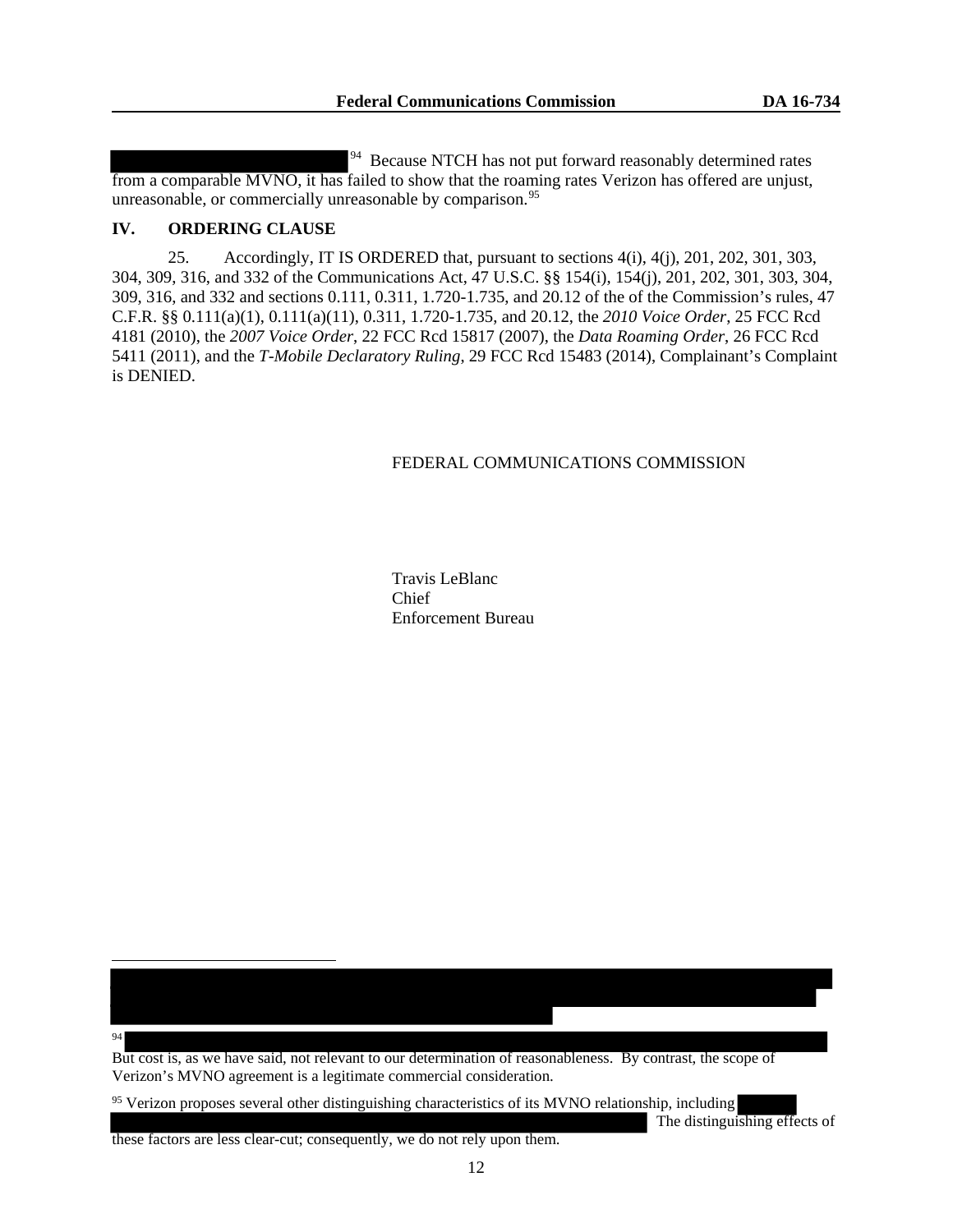[94] Because NTCH has not put forward reasonably determined rates from a comparable MVNO, it has failed to show that the roaming rates Verizon has offered are unjust, unreasonable, or commercially unreasonable by comparison.[95]

## IV. ORDERING CLAUSE

25. Accordingly, IT IS ORDERED that, pursuant to sections 4(i), 4(j), 201, 202, 301, 303, 304, 309, 316, and 332 of the Communications Act, 47 U.S.C. §§ 154(i), 154(j), 201, 202, 301, 303, 304, 309, 316, and 332 and sections 0.111, 0.311, 1.720-1.735, and 20.12 of the of the Commission's rules, 47 C.F.R. §§ 0.111(a)(1), 0.111(a)(11), 0.311, 1.720-1.735, and 20.12, the *2010 Voice Order*, 25 FCC Rcd 4181 (2010), the *2007 Voice Order*, 22 FCC Rcd 15817 (2007), the *Data Roaming Order*, 26 FCC Rcd 5411 (2011), and the *T-Mobile Declaratory Ruling*, 29 FCC Rcd 15483 (2014), Complainant's Complaint is DENIED.

FEDERAL COMMUNICATIONS COMMISSION

Travis LeBlanc
Chief
Enforcement Bureau

---

[94] But cost is, as we have said, not relevant to our determination of reasonableness. By contrast, the scope of Verizon's MVNO agreement is a legitimate commercial consideration.

[95] Verizon proposes several other distinguishing characteristics of its MVNO relationship, including The distinguishing effects of these factors are less clear-cut; consequently, we do not rely upon them.